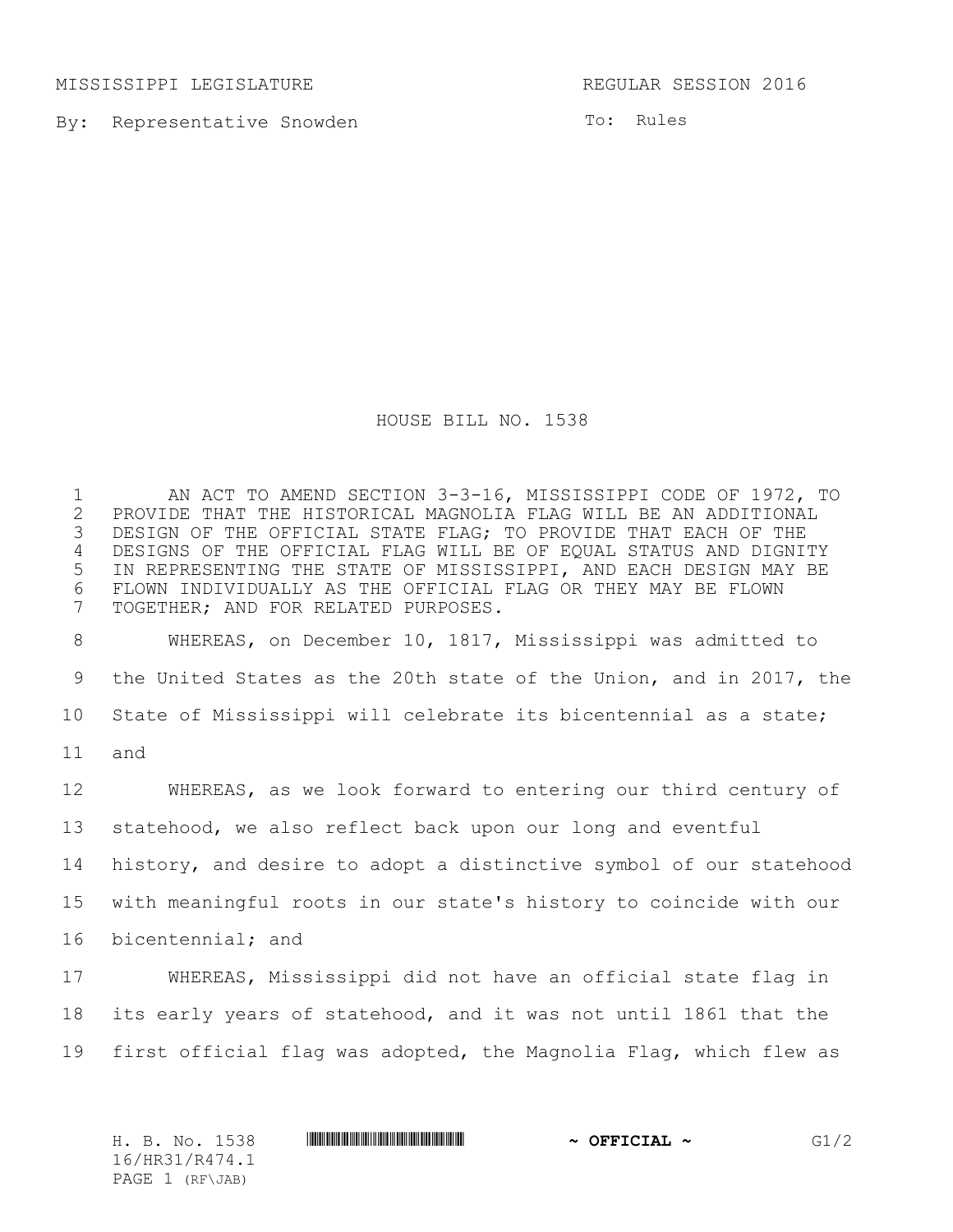MISSISSIPPI LEGISLATURE REGULAR SESSION 2016

By: Representative Snowden

To: Rules

# HOUSE BILL NO. 1538

AN ACT TO AMEND SECTION 3-3-16, MISSISSIPPI CODE OF 1972, TO PROVIDE THAT THE HISTORICAL MAGNOLIA FLAG WILL BE AN ADDITIONAL DESIGN OF THE OFFICIAL STATE FLAG; TO PROVIDE THAT EACH OF THE DESIGNS OF THE OFFICIAL FLAG WILL BE OF EQUAL STATUS AND DIGNITY IN REPRESENTING THE STATE OF MISSISSIPPI, AND EACH DESIGN MAY BE FLOWN INDIVIDUALLY AS THE OFFICIAL FLAG OR THEY MAY BE FLOWN TOGETHER; AND FOR RELATED PURPOSES.

WHEREAS, on December 10, 1817, Mississippi was admitted to the United States as the 20th state of the Union, and in 2017, the State of Mississippi will celebrate its bicentennial as a state; and

WHEREAS, as we look forward to entering our third century of statehood, we also reflect back upon our long and eventful history, and desire to adopt a distinctive symbol of our statehood with meaningful roots in our state's history to coincide with our bicentennial; and

WHEREAS, Mississippi did not have an official state flag in its early years of statehood, and it was not until 1861 that the first official flag was adopted, the Magnolia Flag, which flew as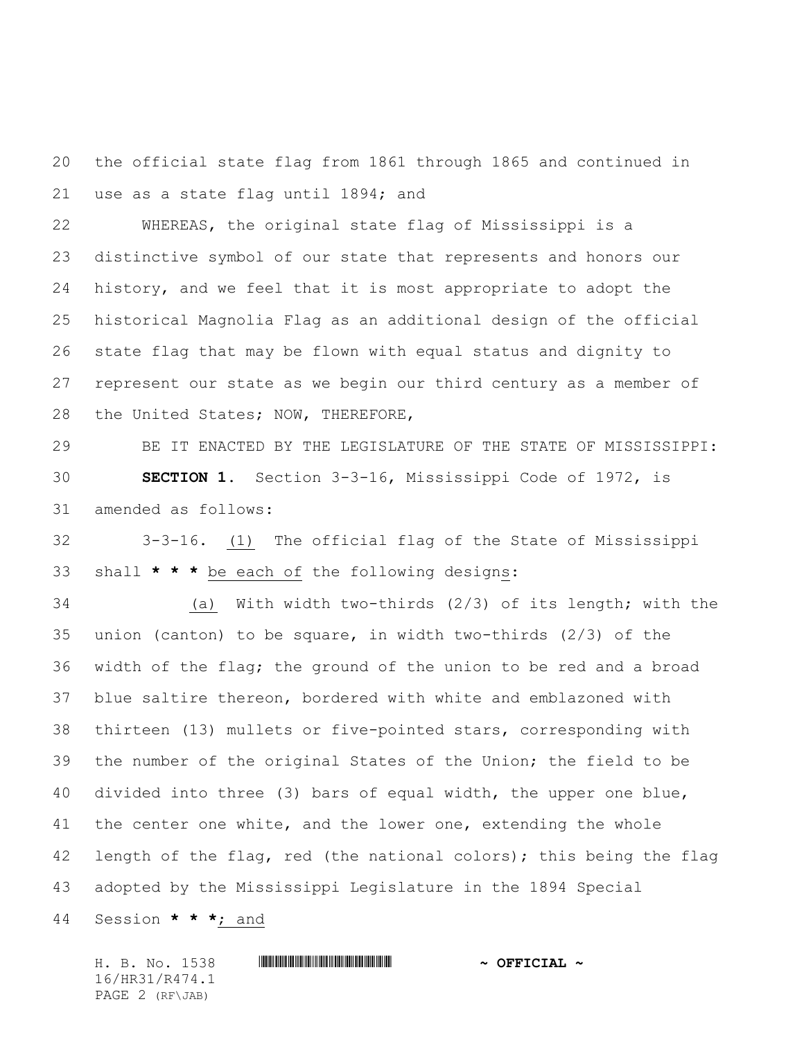the official state flag from 1861 through 1865 and continued in use as a state flag until 1894; and

WHEREAS, the original state flag of Mississippi is a distinctive symbol of our state that represents and honors our history, and we feel that it is most appropriate to adopt the historical Magnolia Flag as an additional design of the official state flag that may be flown with equal status and dignity to represent our state as we begin our third century as a member of the United States; NOW, THEREFORE,

BE IT ENACTED BY THE LEGISLATURE OF THE STATE OF MISSISSIPPI:

**SECTION 1.** Section 3-3-16, Mississippi Code of 1972, is amended as follows:

3-3-16. (1) The official flag of the State of Mississippi shall * * * be each of the following designs:

(a) With width two-thirds (2/3) of its length; with the union (canton) to be square, in width two-thirds (2/3) of the width of the flag; the ground of the union to be red and a broad blue saltire thereon, bordered with white and emblazoned with thirteen (13) mullets or five-pointed stars, corresponding with the number of the original States of the Union; the field to be divided into three (3) bars of equal width, the upper one blue, the center one white, and the lower one, extending the whole length of the flag, red (the national colors); this being the flag adopted by the Mississippi Legislature in the 1894 Special Session * * *; and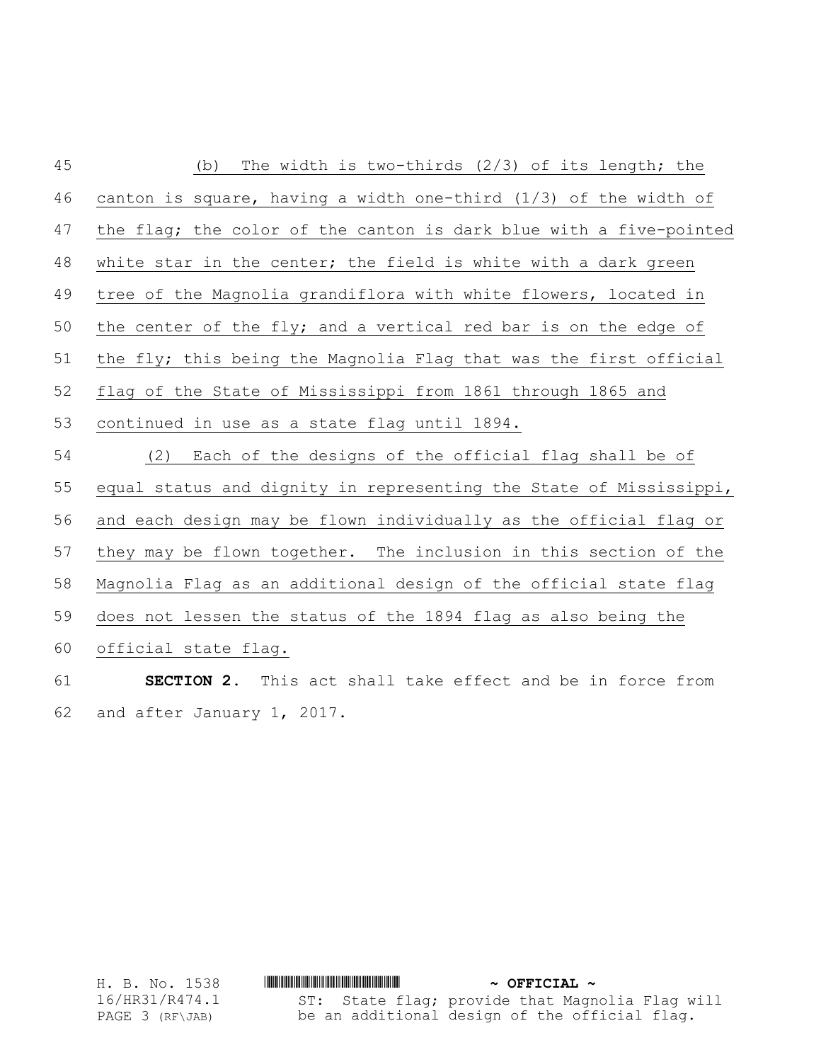(b) The width is two-thirds (2/3) of its length; the canton is square, having a width one-third (1/3) of the width of the flag; the color of the canton is dark blue with a five-pointed white star in the center; the field is white with a dark green tree of the Magnolia grandiflora with white flowers, located in the center of the fly; and a vertical red bar is on the edge of the fly; this being the Magnolia Flag that was the first official flag of the State of Mississippi from 1861 through 1865 and continued in use as a state flag until 1894.

(2) Each of the designs of the official flag shall be of equal status and dignity in representing the State of Mississippi, and each design may be flown individually as the official flag or they may be flown together. The inclusion in this section of the Magnolia Flag as an additional design of the official state flag does not lessen the status of the 1894 flag as also being the official state flag.

**SECTION 2.** This act shall take effect and be in force from and after January 1, 2017.